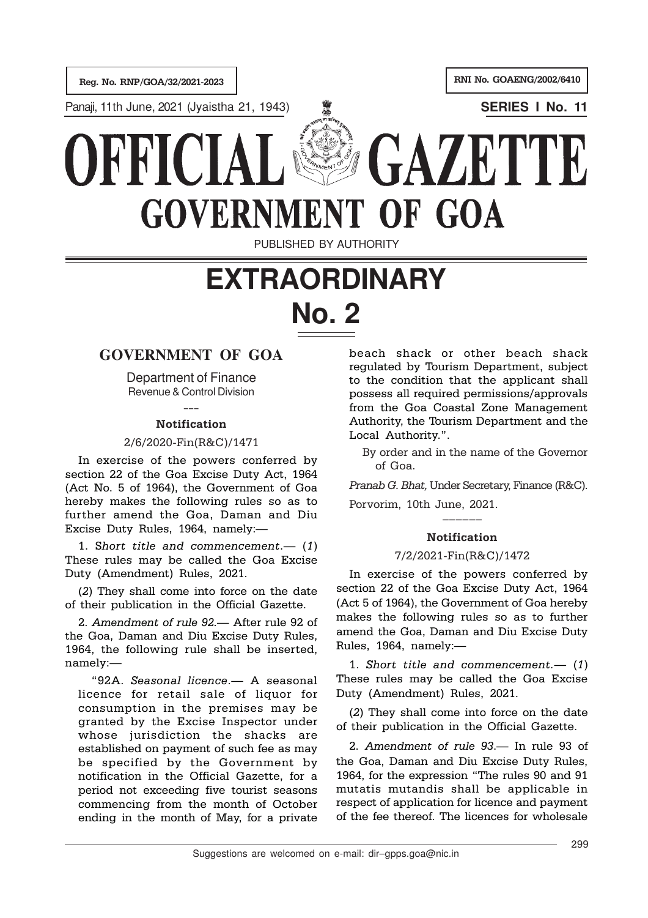Reg. No. RNP/GOA/32/2021-2023

RNI No. GOAENG/2002/6410

Panaji, 11th June, 2021 (Jyaistha 21, 1943)

**SERIES I No. 11**

# OFFICIAL GAZETTE
# GOVERNMENT OF GOA

PUBLISHED BY AUTHORITY

# EXTRAORDINARY
# No. 2

## GOVERNMENT OF GOA

Department of Finance
Revenue & Control Division

---

**Notification**

2/6/2020-Fin(R&C)/1471

In exercise of the powers conferred by section 22 of the Goa Excise Duty Act, 1964 (Act No. 5 of 1964), the Government of Goa hereby makes the following rules so as to further amend the Goa, Daman and Diu Excise Duty Rules, 1964, namely:—

1. *Short title and commencement*.— (*1*) These rules may be called the Goa Excise Duty (Amendment) Rules, 2021.

(*2*) They shall come into force on the date of their publication in the Official Gazette.

2. *Amendment of rule 92.*— After rule 92 of the Goa, Daman and Diu Excise Duty Rules, 1964, the following rule shall be inserted, namely:—

"92A. *Seasonal licence*.— A seasonal licence for retail sale of liquor for consumption in the premises may be granted by the Excise Inspector under whose jurisdiction the shacks are established on payment of such fee as may be specified by the Government by notification in the Official Gazette, for a period not exceeding five tourist seasons commencing from the month of October ending in the month of May, for a private beach shack or other beach shack regulated by Tourism Department, subject to the condition that the applicant shall possess all required permissions/approvals from the Goa Coastal Zone Management Authority, the Tourism Department and the Local Authority.".

By order and in the name of the Governor of Goa.

*Pranab G. Bhat,* Under Secretary, Finance (R&C).

Porvorim, 10th June, 2021.

---

**Notification**

7/2/2021-Fin(R&C)/1472

In exercise of the powers conferred by section 22 of the Goa Excise Duty Act, 1964 (Act 5 of 1964), the Government of Goa hereby makes the following rules so as to further amend the Goa, Daman and Diu Excise Duty Rules, 1964, namely:—

1. *Short title and commencement.*— (*1*) These rules may be called the Goa Excise Duty (Amendment) Rules, 2021.

(*2*) They shall come into force on the date of their publication in the Official Gazette.

2. *Amendment of rule 93*.— In rule 93 of the Goa, Daman and Diu Excise Duty Rules, 1964, for the expression "The rules 90 and 91 mutatis mutandis shall be applicable in respect of application for licence and payment of the fee thereof. The licences for wholesale

Suggestions are welcomed on e-mail: dir–gpps.goa@nic.in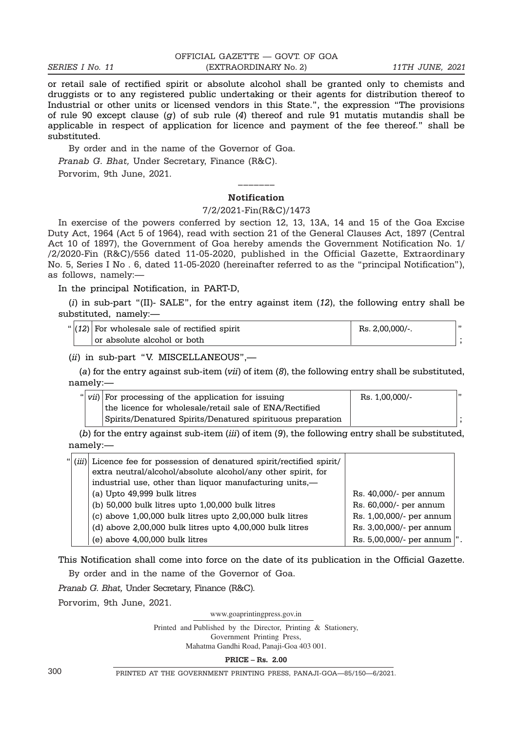or retail sale of rectified spirit or absolute alcohol shall be granted only to chemists and druggists or to any registered public undertaking or their agents for distribution thereof to Industrial or other units or licensed vendors in this State.", the expression "The provisions of rule 90 except clause (*g*) of sub rule (*4*) thereof and rule 91 mutatis mutandis shall be applicable in respect of application for licence and payment of the fee thereof." shall be substituted.

By order and in the name of the Governor of Goa.

*Pranab G. Bhat,* Under Secretary, Finance (R&C).

Porvorim, 9th June, 2021.

---

## Notification

7/2/2021-Fin(R&C)/1473

In exercise of the powers conferred by section 12, 13, 13A, 14 and 15 of the Goa Excise Duty Act, 1964 (Act 5 of 1964), read with section 21 of the General Clauses Act, 1897 (Central Act 10 of 1897), the Government of Goa hereby amends the Government Notification No. 1/ /2/2020-Fin (R&C)/556 dated 11-05-2020, published in the Official Gazette, Extraordinary No. 5, Series I No . 6, dated 11-05-2020 (hereinafter referred to as the "principal Notification"), as follows, namely:—

In the principal Notification, in PART-D,

(*i*) in sub-part "(II)- SALE", for the entry against item (*12*), the following entry shall be substituted, namely:—

| | | |
|---|---|---|
| "(*12*) | For wholesale sale of rectified spirit or absolute alcohol or both | Rs. 2,00,000/-. ”; |

(*ii*) in sub-part "V. MISCELLANEOUS",—

(*a*) for the entry against sub-item (*vii*) of item (*8*), the following entry shall be substituted, namely:—

| | | |
|---|---|---|
| "*vii*) | For processing of the application for issuing the licence for wholesale/retail sale of ENA/Rectified Spirits/Denatured Spirits/Denatured spirituous preparation | Rs. 1,00,000/- ”; |

(*b*) for the entry against sub-item (*iii*) of item (*9*), the following entry shall be substituted, namely:—

| | | |
|---|---|---|
| "(*iii*) | Licence fee for possession of denatured spirit/rectified spirit/ extra neutral/alcohol/absolute alcohol/any other spirit, for industrial use, other than liquor manufacturing units,— | |
| | (a) Upto 49,999 bulk litres | Rs. 40,000/- per annum |
| | (b) 50,000 bulk litres upto 1,00,000 bulk litres | Rs. 60,000/- per annum |
| | (c) above 1,00,000 bulk litres upto 2,00,000 bulk litres | Rs. 1,00,000/- per annum |
| | (d) above 2,00,000 bulk litres upto 4,00,000 bulk litres | Rs. 3,00,000/- per annum |
| | (e) above 4,00,000 bulk litres | Rs. 5,00,000/- per annum ”. |

This Notification shall come into force on the date of its publication in the Official Gazette.

By order and in the name of the Governor of Goa.

*Pranab G. Bhat,* Under Secretary, Finance (R&C).

Porvorim, 9th June, 2021.

www.goaprintingpress.gov.in

Printed and Published by the Director, Printing & Stationery,
Government Printing Press,
Mahatma Gandhi Road, Panaji-Goa 403 001.

**PRICE – Rs. 2.00**

PRINTED AT THE GOVERNMENT PRINTING PRESS, PANAJI-GOA—85/150—6/2021.